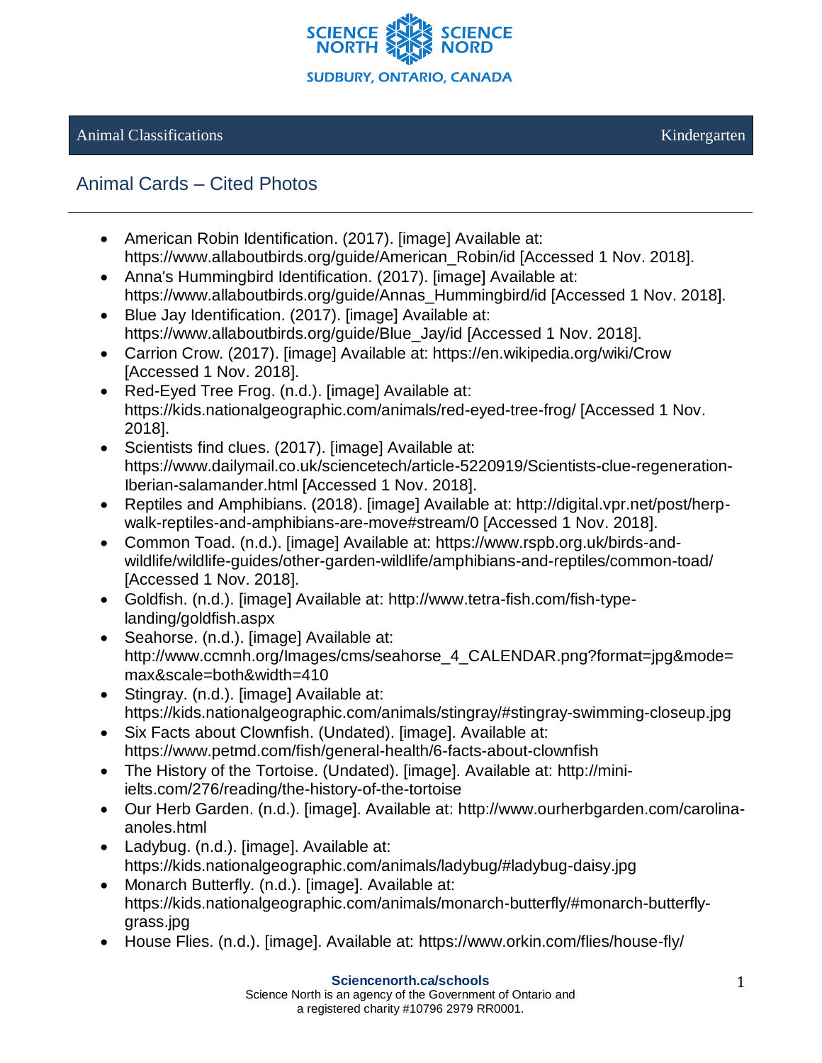Animal Classifications — Kindergarten

## Animal Cards – Cited Photos

- American Robin Identification. (2017). [image] Available at: https://www.allaboutbirds.org/guide/American_Robin/id [Accessed 1 Nov. 2018].
- Anna's Hummingbird Identification. (2017). [image] Available at: https://www.allaboutbirds.org/guide/Annas_Hummingbird/id [Accessed 1 Nov. 2018].
- Blue Jay Identification. (2017). [image] Available at: https://www.allaboutbirds.org/guide/Blue_Jay/id [Accessed 1 Nov. 2018].
- Carrion Crow. (2017). [image] Available at: https://en.wikipedia.org/wiki/Crow [Accessed 1 Nov. 2018].
- Red-Eyed Tree Frog. (n.d.). [image] Available at: https://kids.nationalgeographic.com/animals/red-eyed-tree-frog/ [Accessed 1 Nov. 2018].
- Scientists find clues. (2017). [image] Available at: https://www.dailymail.co.uk/sciencetech/article-5220919/Scientists-clue-regeneration-Iberian-salamander.html [Accessed 1 Nov. 2018].
- Reptiles and Amphibians. (2018). [image] Available at: http://digital.vpr.net/post/herp-walk-reptiles-and-amphibians-are-move#stream/0 [Accessed 1 Nov. 2018].
- Common Toad. (n.d.). [image] Available at: https://www.rspb.org.uk/birds-and-wildlife/wildlife-guides/other-garden-wildlife/amphibians-and-reptiles/common-toad/ [Accessed 1 Nov. 2018].
- Goldfish. (n.d.). [image] Available at: http://www.tetra-fish.com/fish-type-landing/goldfish.aspx
- Seahorse. (n.d.). [image] Available at: http://www.ccmnh.org/Images/cms/seahorse_4_CALENDAR.png?format=jpg&mode=max&scale=both&width=410
- Stingray. (n.d.). [image] Available at: https://kids.nationalgeographic.com/animals/stingray/#stingray-swimming-closeup.jpg
- Six Facts about Clownfish. (Undated). [image]. Available at: https://www.petmd.com/fish/general-health/6-facts-about-clownfish
- The History of the Tortoise. (Undated). [image]. Available at: http://mini-ielts.com/276/reading/the-history-of-the-tortoise
- Our Herb Garden. (n.d.). [image]. Available at: http://www.ourherbgarden.com/carolina-anoles.html
- Ladybug. (n.d.). [image]. Available at: https://kids.nationalgeographic.com/animals/ladybug/#ladybug-daisy.jpg
- Monarch Butterfly. (n.d.). [image]. Available at: https://kids.nationalgeographic.com/animals/monarch-butterfly/#monarch-butterfly-grass.jpg
- House Flies. (n.d.). [image]. Available at: https://www.orkin.com/flies/house-fly/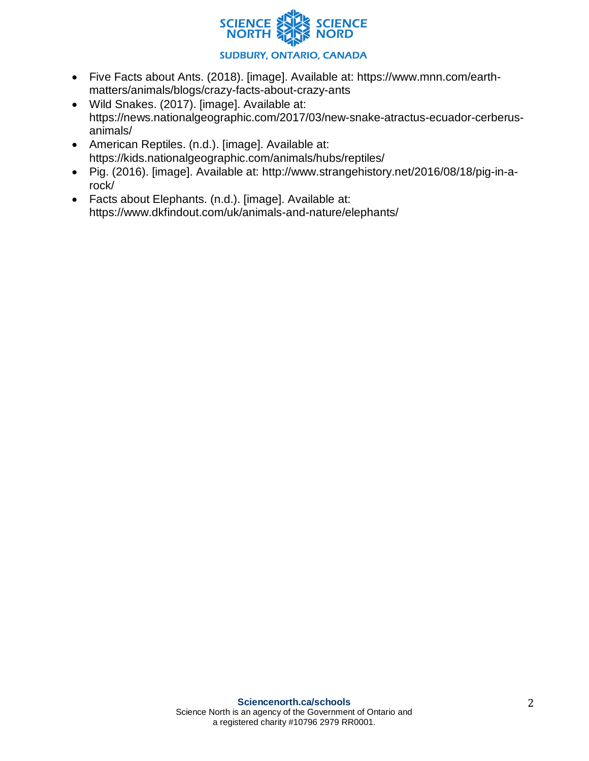- Five Facts about Ants. (2018). [image]. Available at: https://www.mnn.com/earth-matters/animals/blogs/crazy-facts-about-crazy-ants
- Wild Snakes. (2017). [image]. Available at: https://news.nationalgeographic.com/2017/03/new-snake-atractus-ecuador-cerberus-animals/
- American Reptiles. (n.d.). [image]. Available at: https://kids.nationalgeographic.com/animals/hubs/reptiles/
- Pig. (2016). [image]. Available at: http://www.strangehistory.net/2016/08/18/pig-in-a-rock/
- Facts about Elephants. (n.d.). [image]. Available at: https://www.dkfindout.com/uk/animals-and-nature/elephants/